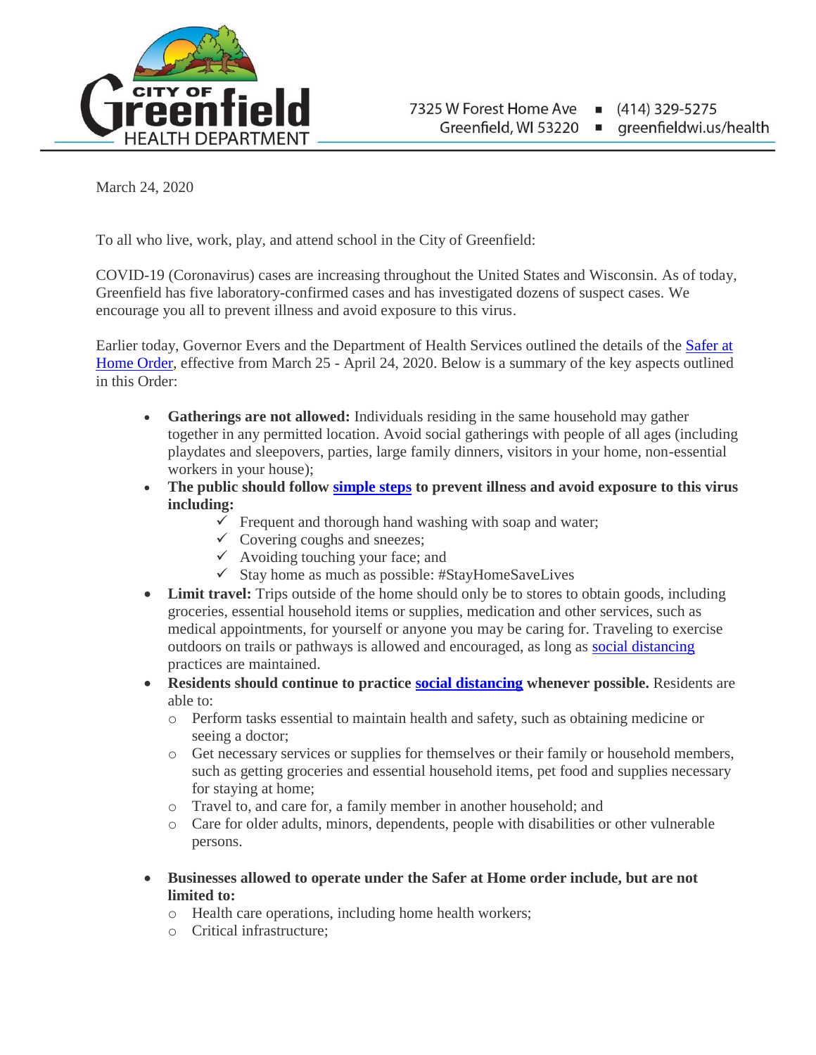CITY OF Greenfield HEALTH DEPARTMENT

7325 W Forest Home Ave ▪ (414) 329-5275
Greenfield, WI 53220 ▪ greenfieldwi.us/health

March 24, 2020

To all who live, work, play, and attend school in the City of Greenfield:

COVID-19 (Coronavirus) cases are increasing throughout the United States and Wisconsin. As of today, Greenfield has five laboratory-confirmed cases and has investigated dozens of suspect cases. We encourage you all to prevent illness and avoid exposure to this virus.

Earlier today, Governor Evers and the Department of Health Services outlined the details of the Safer at Home Order, effective from March 25 - April 24, 2020. Below is a summary of the key aspects outlined in this Order:

- **Gatherings are not allowed:** Individuals residing in the same household may gather together in any permitted location. Avoid social gatherings with people of all ages (including playdates and sleepovers, parties, large family dinners, visitors in your home, non-essential workers in your house);
- **The public should follow simple steps to prevent illness and avoid exposure to this virus including:**
  - ✓ Frequent and thorough hand washing with soap and water;
  - ✓ Covering coughs and sneezes;
  - ✓ Avoiding touching your face; and
  - ✓ Stay home as much as possible: #StayHomeSaveLives
- **Limit travel:** Trips outside of the home should only be to stores to obtain goods, including groceries, essential household items or supplies, medication and other services, such as medical appointments, for yourself or anyone you may be caring for. Traveling to exercise outdoors on trails or pathways is allowed and encouraged, as long as social distancing practices are maintained.
- **Residents should continue to practice social distancing whenever possible.** Residents are able to:
  - Perform tasks essential to maintain health and safety, such as obtaining medicine or seeing a doctor;
  - Get necessary services or supplies for themselves or their family or household members, such as getting groceries and essential household items, pet food and supplies necessary for staying at home;
  - Travel to, and care for, a family member in another household; and
  - Care for older adults, minors, dependents, people with disabilities or other vulnerable persons.
- **Businesses allowed to operate under the Safer at Home order include, but are not limited to:**
  - Health care operations, including home health workers;
  - Critical infrastructure;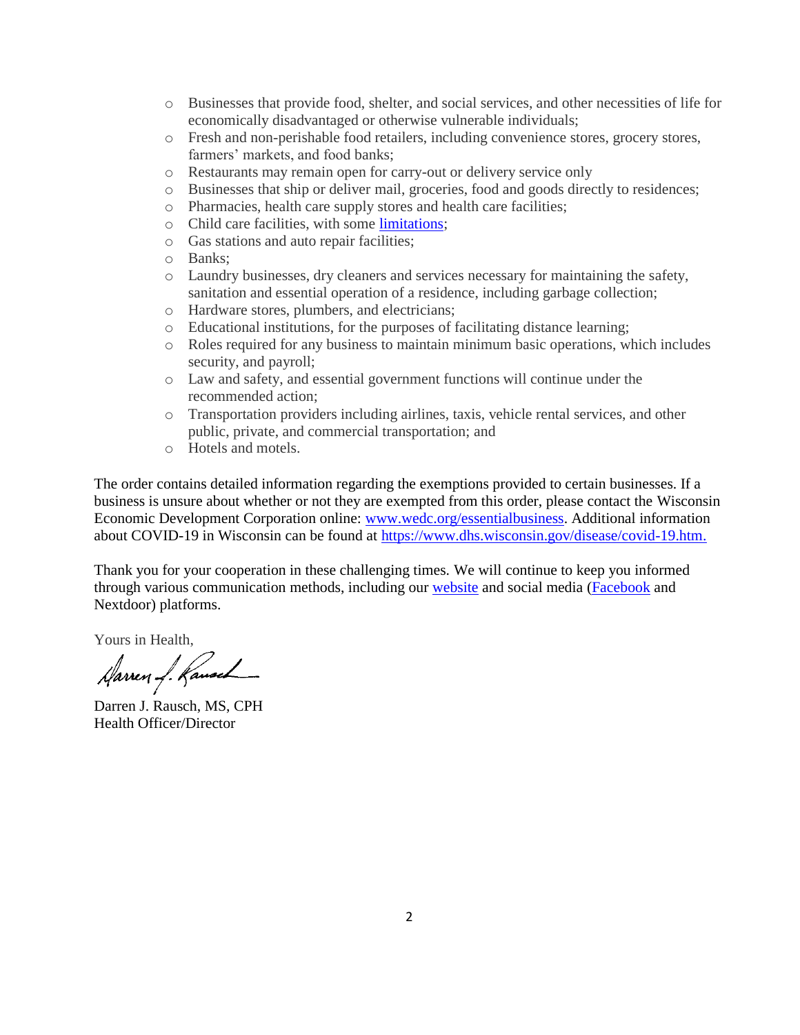- Businesses that provide food, shelter, and social services, and other necessities of life for economically disadvantaged or otherwise vulnerable individuals;
- Fresh and non-perishable food retailers, including convenience stores, grocery stores, farmers' markets, and food banks;
- Restaurants may remain open for carry-out or delivery service only
- Businesses that ship or deliver mail, groceries, food and goods directly to residences;
- Pharmacies, health care supply stores and health care facilities;
- Child care facilities, with some limitations;
- Gas stations and auto repair facilities;
- Banks;
- Laundry businesses, dry cleaners and services necessary for maintaining the safety, sanitation and essential operation of a residence, including garbage collection;
- Hardware stores, plumbers, and electricians;
- Educational institutions, for the purposes of facilitating distance learning;
- Roles required for any business to maintain minimum basic operations, which includes security, and payroll;
- Law and safety, and essential government functions will continue under the recommended action;
- Transportation providers including airlines, taxis, vehicle rental services, and other public, private, and commercial transportation; and
- Hotels and motels.

The order contains detailed information regarding the exemptions provided to certain businesses. If a business is unsure about whether or not they are exempted from this order, please contact the Wisconsin Economic Development Corporation online: www.wedc.org/essentialbusiness. Additional information about COVID-19 in Wisconsin can be found at https://www.dhs.wisconsin.gov/disease/covid-19.htm.

Thank you for your cooperation in these challenging times. We will continue to keep you informed through various communication methods, including our website and social media (Facebook and Nextdoor) platforms.

Yours in Health,

Darren J. Rausch

Darren J. Rausch, MS, CPH
Health Officer/Director